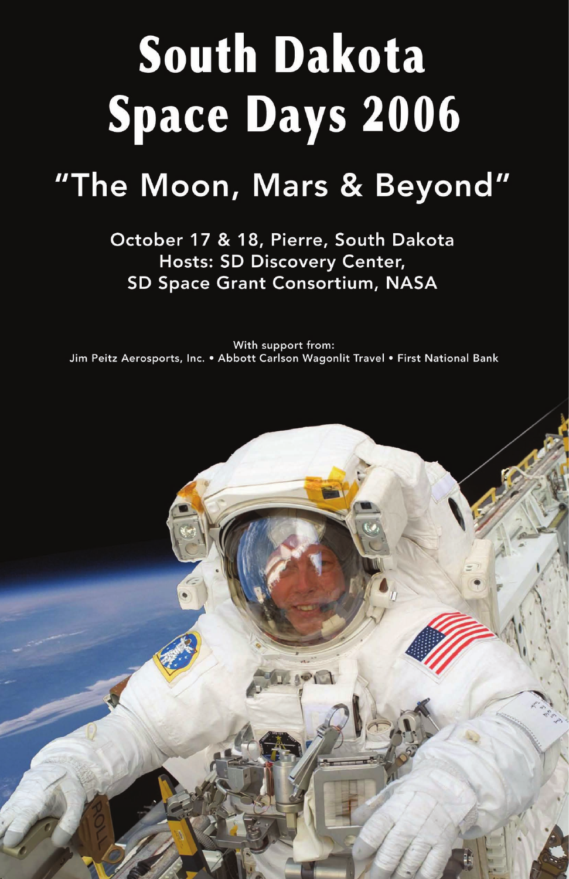# South Dakota Space Days 2006

## "The Moon, Mars & Beyond"

October 17 & 18, Pierre, South Dakota
Hosts: SD Discovery Center,
SD Space Grant Consortium, NASA

With support from:
Jim Peitz Aerosports, Inc. • Abbott Carlson Wagonlit Travel • First National Bank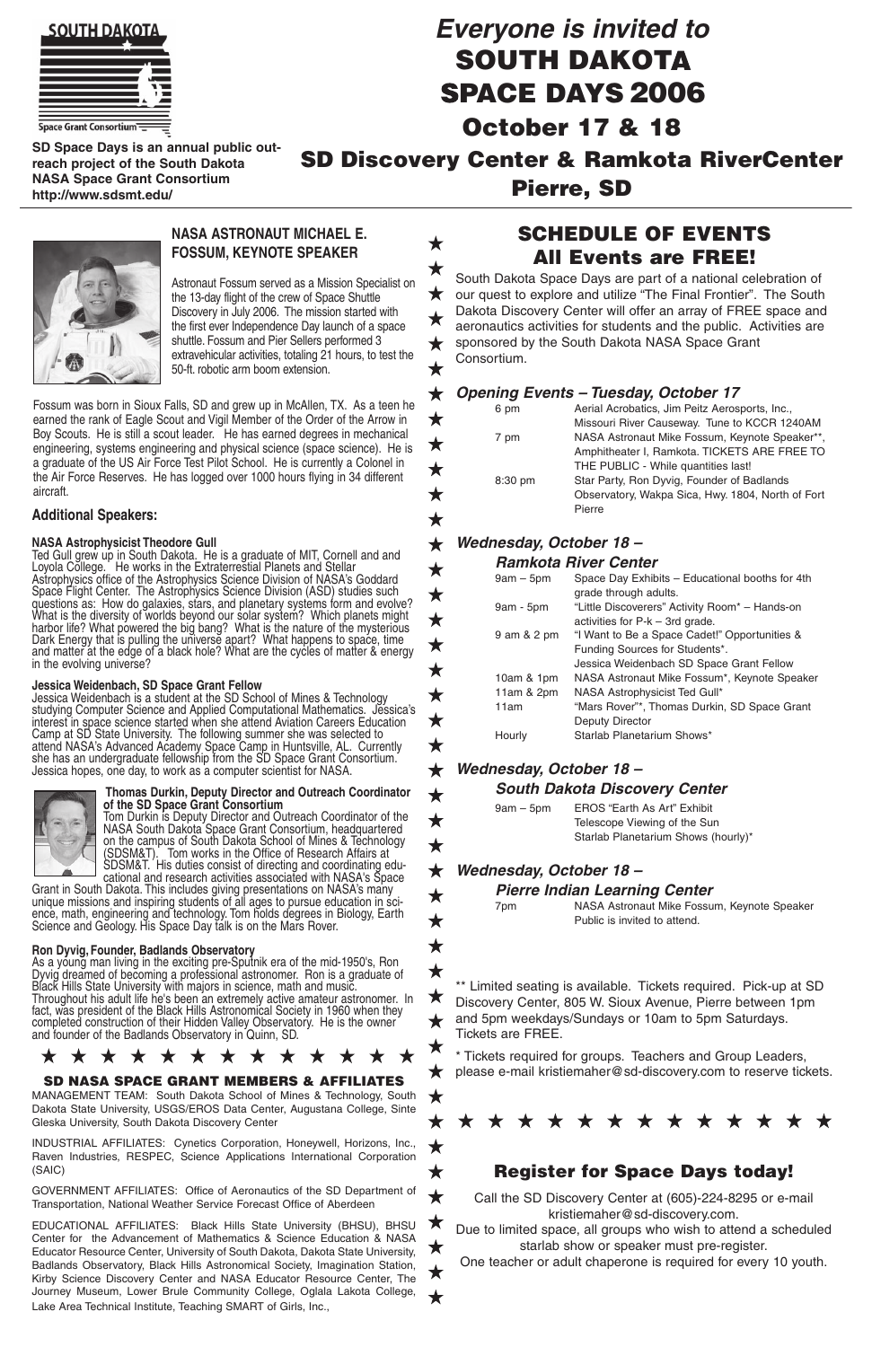SOUTH DAKOTA

Space Grant Consortium

**SD Space Days is an annual public outreach project of the South Dakota NASA Space Grant Consortium http://www.sdsmt.edu/**

# *Everyone is invited to* SOUTH DAKOTA SPACE DAYS 2006

## October 17 & 18

## SD Discovery Center & Ramkota RiverCenter Pierre, SD

### NASA ASTRONAUT MICHAEL E. FOSSUM, KEYNOTE SPEAKER

Astronaut Fossum served as a Mission Specialist on the 13-day flight of the crew of Space Shuttle Discovery in July 2006. The mission started with the first ever Independence Day launch of a space shuttle. Fossum and Pier Sellers performed 3 extravehicular activities, totaling 21 hours, to test the 50-ft. robotic arm boom extension.

Fossum was born in Sioux Falls, SD and grew up in McAllen, TX. As a teen he earned the rank of Eagle Scout and Vigil Member of the Order of the Arrow in Boy Scouts. He is still a scout leader. He has earned degrees in mechanical engineering, systems engineering and physical science (space science). He is a graduate of the US Air Force Test Pilot School. He is currently a Colonel in the Air Force Reserves. He has logged over 1000 hours flying in 34 different aircraft.

### Additional Speakers:

**NASA Astrophysicist Theodore Gull**
Ted Gull grew up in South Dakota. He is a graduate of MIT, Cornell and and Loyola College. He works in the Extraterrestial Planets and Stellar Astrophysics office of the Astrophysics Science Division of NASA's Goddard Space Flight Center. The Astrophysics Science Division (ASD) studies such questions as: How do galaxies, stars, and planetary systems form and evolve? What is the diversity of worlds beyond our solar system? Which planets might harbor life? What powered the big bang? What is the nature of the mysterious Dark Energy that is pulling the universe apart? What happens to space, time and matter at the edge of a black hole? What are the cycles of matter & energy in the evolving universe?

**Jessica Weidenbach, SD Space Grant Fellow**
Jessica Weidenbach is a student at the SD School of Mines & Technology studying Computer Science and Applied Computational Mathematics. Jessica's interest in space science started when she attend Aviation Careers Education Camp at SD State University. The following summer she was selected to attend NASA's Advanced Academy Space Camp in Huntsville, AL. Currently she has an undergraduate fellowship from the SD Space Grant Consortium. Jessica hopes, one day, to work as a computer scientist for NASA.

**Thomas Durkin, Deputy Director and Outreach Coordinator of the SD Space Grant Consortium**
Tom Durkin is Deputy Director and Outreach Coordinator of the NASA South Dakota Space Grant Consortium, headquartered on the campus of South Dakota School of Mines & Technology (SDSM&T). Tom works in the Office of Research Affairs at SDSM&T. His duties consist of directing and coordinating educational and research activities associated with NASA's Space Grant in South Dakota. This includes giving presentations on NASA's many unique missions and inspiring students of all ages to pursue education in science, math, engineering and technology. Tom holds degrees in Biology, Earth Science and Geology. His Space Day talk is on the Mars Rover.

**Ron Dyvig, Founder, Badlands Observatory**
As a young man living in the exciting pre-Sputnik era of the mid-1950's, Ron Dyvig dreamed of becoming a professional astronomer. Ron is a graduate of Black Hills State University with majors in science, math and music. Throughout his adult life he's been an extremely active amateur astronomer. In fact, was president of the Black Hills Astronomical Society in 1960 when they completed construction of their Hidden Valley Observatory. He is the owner and founder of the Badlands Observatory in Quinn, SD.

★ ★ ★ ★ ★ ★ ★ ★ ★ ★ ★ ★ ★ ★

### SD NASA SPACE GRANT MEMBERS & AFFILIATES

MANAGEMENT TEAM: South Dakota School of Mines & Technology, South Dakota State University, USGS/EROS Data Center, Augustana College, Sinte Gleska University, South Dakota Discovery Center

INDUSTRIAL AFFILIATES: Cynetics Corporation, Honeywell, Horizons, Inc., Raven Industries, RESPEC, Science Applications International Corporation (SAIC)

GOVERNMENT AFFILIATES: Office of Aeronautics of the SD Department of Transportation, National Weather Service Forecast Office of Aberdeen

EDUCATIONAL AFFILIATES: Black Hills State University (BHSU), BHSU Center for the Advancement of Mathematics & Science Education & NASA Educator Resource Center, University of South Dakota, Dakota State University, Badlands Observatory, Black Hills Astronomical Society, Imagination Station, Kirby Science Discovery Center and NASA Educator Resource Center, The Journey Museum, Lower Brule Community College, Oglala Lakota College, Lake Area Technical Institute, Teaching SMART of Girls, Inc.,

## SCHEDULE OF EVENTS All Events are FREE!

South Dakota Space Days are part of a national celebration of our quest to explore and utilize "The Final Frontier". The South Dakota Discovery Center will offer an array of FREE space and aeronautics activities for students and the public. Activities are sponsored by the South Dakota NASA Space Grant Consortium.

### *Opening Events – Tuesday, October 17*

| | |
|---|---|
| 6 pm | Aerial Acrobatics, Jim Peitz Aerosports, Inc., Missouri River Causeway. Tune to KCCR 1240AM |
| 7 pm | NASA Astronaut Mike Fossum, Keynote Speaker**, Amphitheater I, Ramkota. TICKETS ARE FREE TO THE PUBLIC - While quantities last! |
| 8:30 pm | Star Party, Ron Dyvig, Founder of Badlands Observatory, Wakpa Sica, Hwy. 1804, North of Fort Pierre |

### *Wednesday, October 18 – Ramkota River Center*

| | |
|---|---|
| 9am – 5pm | Space Day Exhibits – Educational booths for 4th grade through adults. |
| 9am - 5pm | "Little Discoverers" Activity Room* – Hands-on activities for P-k – 3rd grade. |
| 9 am & 2 pm | "I Want to Be a Space Cadet!" Opportunities & Funding Sources for Students*. Jessica Weidenbach SD Space Grant Fellow |
| 10am & 1pm | NASA Astronaut Mike Fossum*, Keynote Speaker |
| 11am & 2pm | NASA Astrophysicist Ted Gull* |
| 11am | "Mars Rover"*, Thomas Durkin, SD Space Grant Deputy Director |
| Hourly | Starlab Planetarium Shows* |

### *Wednesday, October 18 – South Dakota Discovery Center*

| | |
|---|---|
| 9am – 5pm | EROS "Earth As Art" Exhibit<br>Telescope Viewing of the Sun<br>Starlab Planetarium Shows (hourly)* |

### *Wednesday, October 18 – Pierre Indian Learning Center*

| | |
|---|---|
| 7pm | NASA Astronaut Mike Fossum, Keynote Speaker<br>Public is invited to attend. |

** Limited seating is available. Tickets required. Pick-up at SD Discovery Center, 805 W. Sioux Avenue, Pierre between 1pm and 5pm weekdays/Sundays or 10am to 5pm Saturdays. Tickets are FREE.

* Tickets required for groups. Teachers and Group Leaders, please e-mail kristiemaher@sd-discovery.com to reserve tickets.

★ ★ ★ ★ ★ ★ ★ ★ ★ ★ ★ ★ ★

## Register for Space Days today!

Call the SD Discovery Center at (605)-224-8295 or e-mail kristiemaher@sd-discovery.com.
Due to limited space, all groups who wish to attend a scheduled starlab show or speaker must pre-register.
One teacher or adult chaperone is required for every 10 youth.